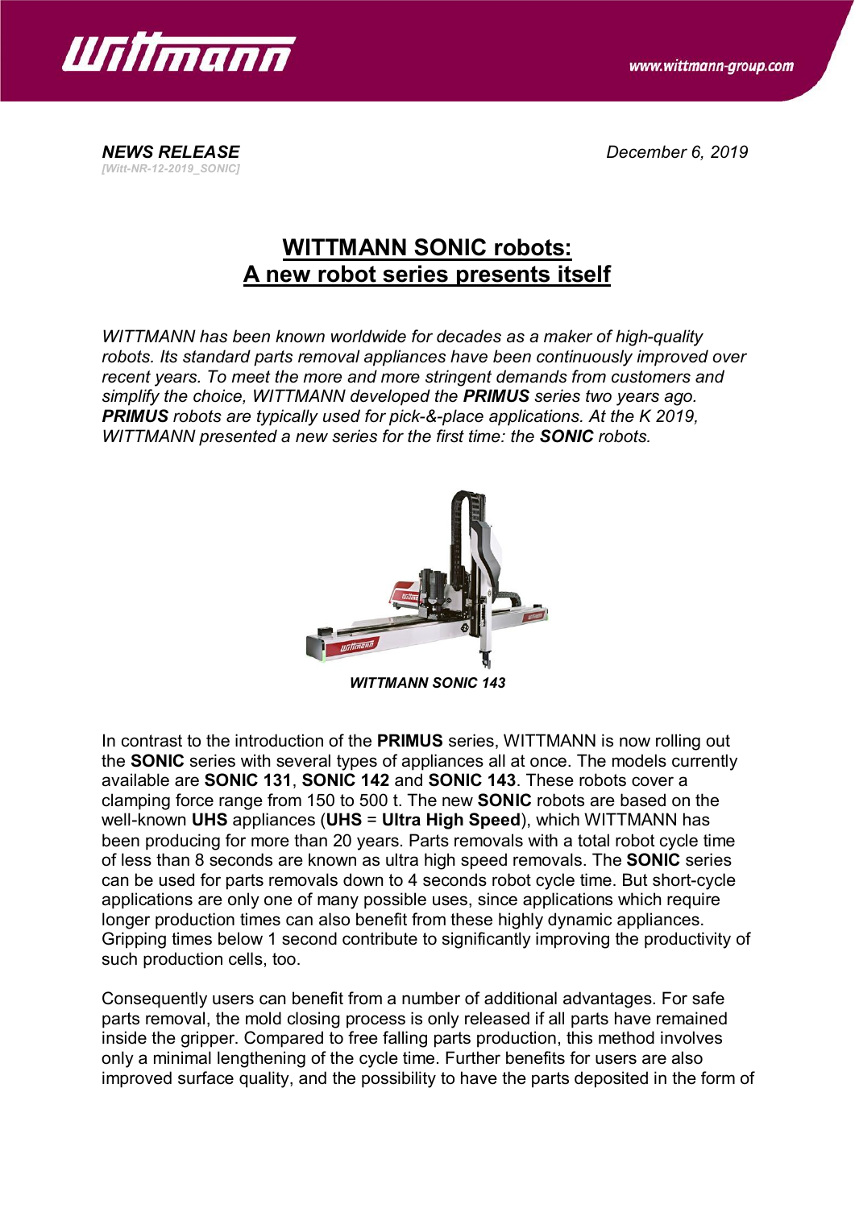*NEWS RELEASE*
*[Witt-NR-12-2019_SONIC]*

*December 6, 2019*

# WITTMANN SONIC robots: A new robot series presents itself

*WITTMANN has been known worldwide for decades as a maker of high-quality robots. Its standard parts removal appliances have been continuously improved over recent years. To meet the more and more stringent demands from customers and simplify the choice, WITTMANN developed the **PRIMUS** series two years ago. **PRIMUS** robots are typically used for pick-&-place applications. At the K 2019, WITTMANN presented a new series for the first time: the **SONIC** robots.*

***WITTMANN SONIC 143***

In contrast to the introduction of the **PRIMUS** series, WITTMANN is now rolling out the **SONIC** series with several types of appliances all at once. The models currently available are **SONIC 131**, **SONIC 142** and **SONIC 143**. These robots cover a clamping force range from 150 to 500 t. The new **SONIC** robots are based on the well-known **UHS** appliances (**UHS** = **Ultra High Speed**), which WITTMANN has been producing for more than 20 years. Parts removals with a total robot cycle time of less than 8 seconds are known as ultra high speed removals. The **SONIC** series can be used for parts removals down to 4 seconds robot cycle time. But short-cycle applications are only one of many possible uses, since applications which require longer production times can also benefit from these highly dynamic appliances. Gripping times below 1 second contribute to significantly improving the productivity of such production cells, too.

Consequently users can benefit from a number of additional advantages. For safe parts removal, the mold closing process is only released if all parts have remained inside the gripper. Compared to free falling parts production, this method involves only a minimal lengthening of the cycle time. Further benefits for users are also improved surface quality, and the possibility to have the parts deposited in the form of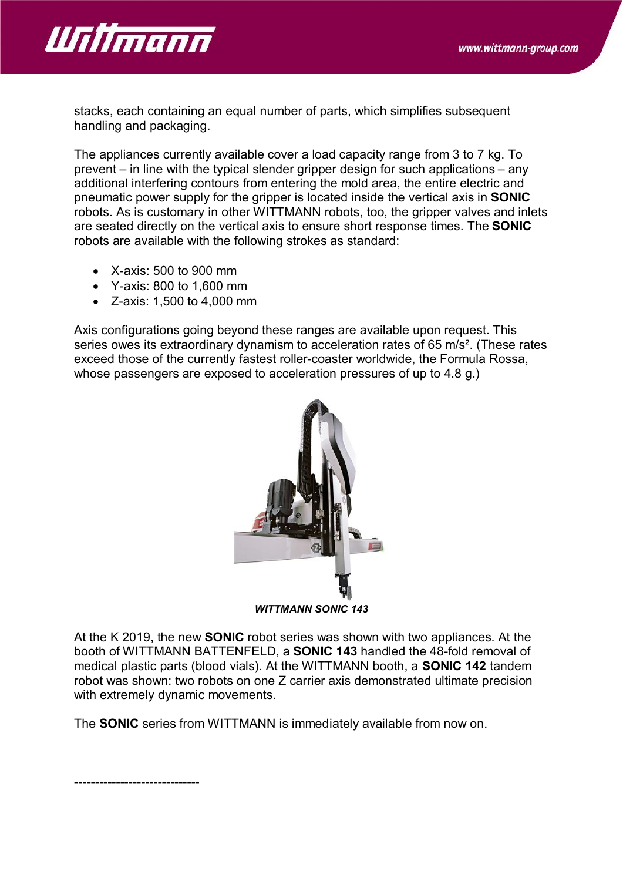stacks, each containing an equal number of parts, which simplifies subsequent handling and packaging.

The appliances currently available cover a load capacity range from 3 to 7 kg. To prevent – in line with the typical slender gripper design for such applications – any additional interfering contours from entering the mold area, the entire electric and pneumatic power supply for the gripper is located inside the vertical axis in **SONIC** robots. As is customary in other WITTMANN robots, too, the gripper valves and inlets are seated directly on the vertical axis to ensure short response times. The **SONIC** robots are available with the following strokes as standard:

- X-axis: 500 to 900 mm
- Y-axis: 800 to 1,600 mm
- Z-axis: 1,500 to 4,000 mm

Axis configurations going beyond these ranges are available upon request. This series owes its extraordinary dynamism to acceleration rates of 65 m/s². (These rates exceed those of the currently fastest roller-coaster worldwide, the Formula Rossa, whose passengers are exposed to acceleration pressures of up to 4.8 g.)

***WITTMANN SONIC 143***

At the K 2019, the new **SONIC** robot series was shown with two appliances. At the booth of WITTMANN BATTENFELD, a **SONIC 143** handled the 48-fold removal of medical plastic parts (blood vials). At the WITTMANN booth, a **SONIC 142** tandem robot was shown: two robots on one Z carrier axis demonstrated ultimate precision with extremely dynamic movements.

The **SONIC** series from WITTMANN is immediately available from now on.

------------------------------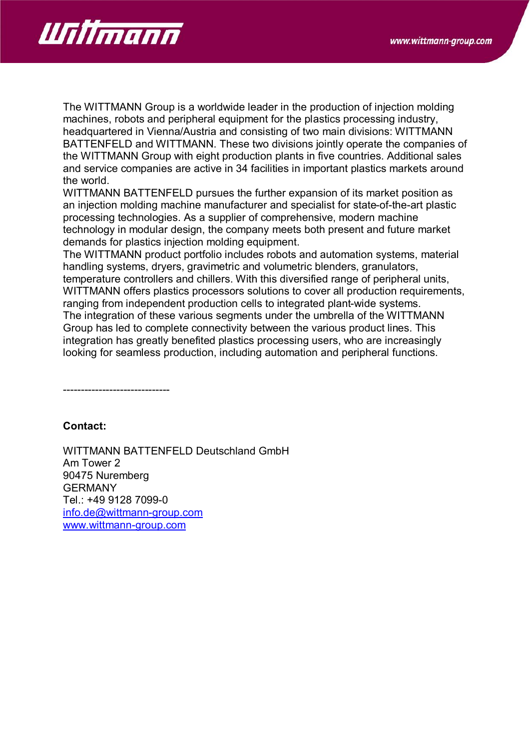The WITTMANN Group is a worldwide leader in the production of injection molding machines, robots and peripheral equipment for the plastics processing industry, headquartered in Vienna/Austria and consisting of two main divisions: WITTMANN BATTENFELD and WITTMANN. These two divisions jointly operate the companies of the WITTMANN Group with eight production plants in five countries. Additional sales and service companies are active in 34 facilities in important plastics markets around the world.

WITTMANN BATTENFELD pursues the further expansion of its market position as an injection molding machine manufacturer and specialist for state-of-the-art plastic processing technologies. As a supplier of comprehensive, modern machine technology in modular design, the company meets both present and future market demands for plastics injection molding equipment.

The WITTMANN product portfolio includes robots and automation systems, material handling systems, dryers, gravimetric and volumetric blenders, granulators, temperature controllers and chillers. With this diversified range of peripheral units, WITTMANN offers plastics processors solutions to cover all production requirements, ranging from independent production cells to integrated plant-wide systems.

The integration of these various segments under the umbrella of the WITTMANN Group has led to complete connectivity between the various product lines. This integration has greatly benefited plastics processing users, who are increasingly looking for seamless production, including automation and peripheral functions.

------------------------------

**Contact:**

WITTMANN BATTENFELD Deutschland GmbH
Am Tower 2
90475 Nuremberg
GERMANY
Tel.: +49 9128 7099-0
info.de@wittmann-group.com
www.wittmann-group.com